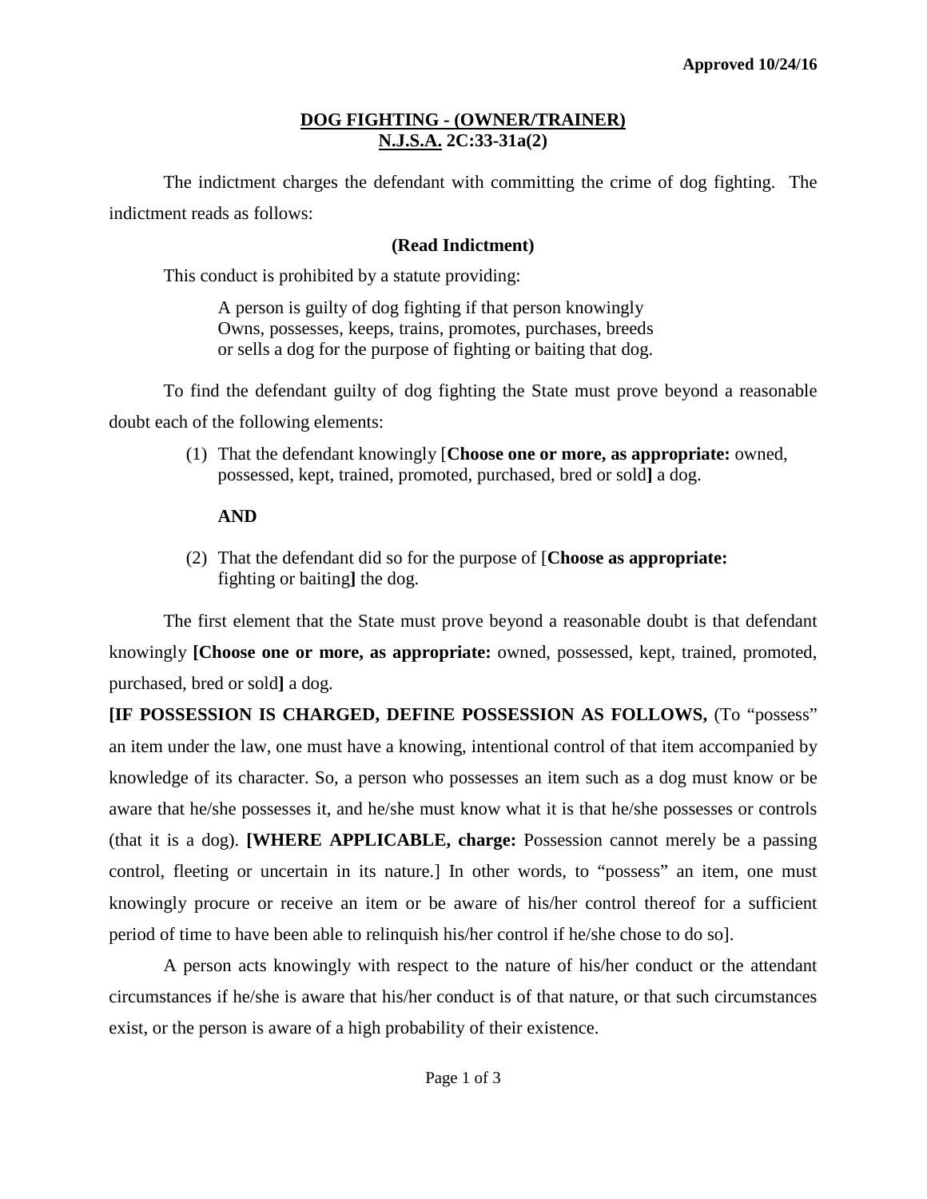Approved 10/24/16

# DOG FIGHTING - (OWNER/TRAINER)
## N.J.S.A. 2C:33-31a(2)

The indictment charges the defendant with committing the crime of dog fighting. The indictment reads as follows:

**(Read Indictment)**

This conduct is prohibited by a statute providing:

> A person is guilty of dog fighting if that person knowingly Owns, possesses, keeps, trains, promotes, purchases, breeds or sells a dog for the purpose of fighting or baiting that dog.

To find the defendant guilty of dog fighting the State must prove beyond a reasonable doubt each of the following elements:

(1) That the defendant knowingly [**Choose one or more, as appropriate:** owned, possessed, kept, trained, promoted, purchased, bred or sold**]** a dog.

**AND**

(2) That the defendant did so for the purpose of [**Choose as appropriate:** fighting or baiting**]** the dog.

The first element that the State must prove beyond a reasonable doubt is that defendant knowingly **[Choose one or more, as appropriate:** owned, possessed, kept, trained, promoted, purchased, bred or sold**]** a dog.

**[IF POSSESSION IS CHARGED, DEFINE POSSESSION AS FOLLOWS,** (To "possess" an item under the law, one must have a knowing, intentional control of that item accompanied by knowledge of its character. So, a person who possesses an item such as a dog must know or be aware that he/she possesses it, and he/she must know what it is that he/she possesses or controls (that it is a dog). **[WHERE APPLICABLE, charge:** Possession cannot merely be a passing control, fleeting or uncertain in its nature.] In other words, to "possess" an item, one must knowingly procure or receive an item or be aware of his/her control thereof for a sufficient period of time to have been able to relinquish his/her control if he/she chose to do so].

A person acts knowingly with respect to the nature of his/her conduct or the attendant circumstances if he/she is aware that his/her conduct is of that nature, or that such circumstances exist, or the person is aware of a high probability of their existence.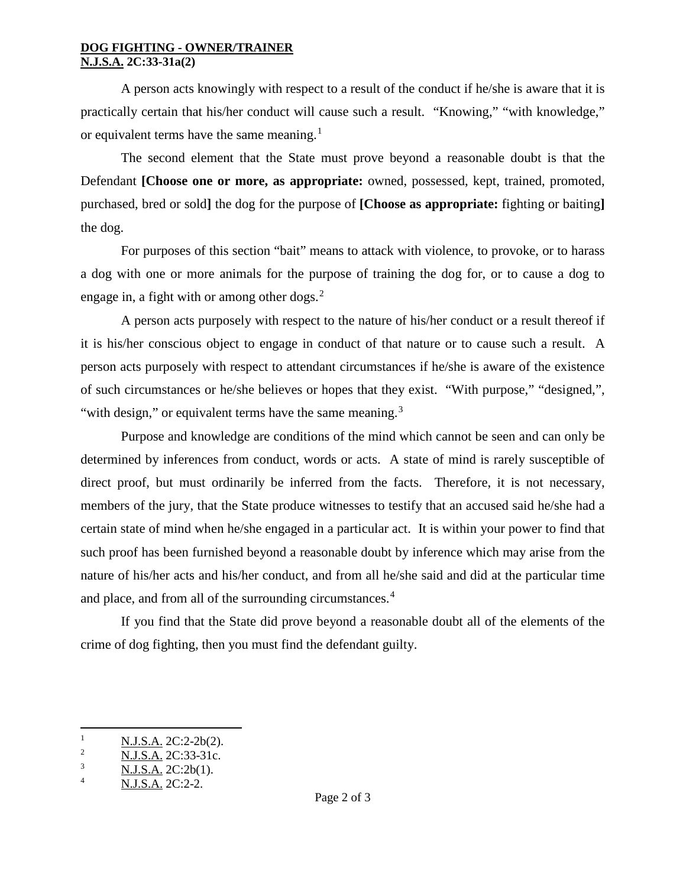A person acts knowingly with respect to a result of the conduct if he/she is aware that it is practically certain that his/her conduct will cause such a result. "Knowing," "with knowledge," or equivalent terms have the same meaning.[1]

The second element that the State must prove beyond a reasonable doubt is that the Defendant **[Choose one or more, as appropriate:** owned, possessed, kept, trained, promoted, purchased, bred or sold**]** the dog for the purpose of **[Choose as appropriate:** fighting or baiting**]** the dog.

For purposes of this section "bait" means to attack with violence, to provoke, or to harass a dog with one or more animals for the purpose of training the dog for, or to cause a dog to engage in, a fight with or among other dogs.[2]

A person acts purposely with respect to the nature of his/her conduct or a result thereof if it is his/her conscious object to engage in conduct of that nature or to cause such a result. A person acts purposely with respect to attendant circumstances if he/she is aware of the existence of such circumstances or he/she believes or hopes that they exist. "With purpose," "designed,", "with design," or equivalent terms have the same meaning.[3]

Purpose and knowledge are conditions of the mind which cannot be seen and can only be determined by inferences from conduct, words or acts. A state of mind is rarely susceptible of direct proof, but must ordinarily be inferred from the facts. Therefore, it is not necessary, members of the jury, that the State produce witnesses to testify that an accused said he/she had a certain state of mind when he/she engaged in a particular act. It is within your power to find that such proof has been furnished beyond a reasonable doubt by inference which may arise from the nature of his/her acts and his/her conduct, and from all he/she said and did at the particular time and place, and from all of the surrounding circumstances.[4]

If you find that the State did prove beyond a reasonable doubt all of the elements of the crime of dog fighting, then you must find the defendant guilty.

---

[1] N.J.S.A. 2C:2-2b(2).

[2] N.J.S.A. 2C:33-31c.

[3] N.J.S.A. 2C:2b(1).

[4] N.J.S.A. 2C:2-2.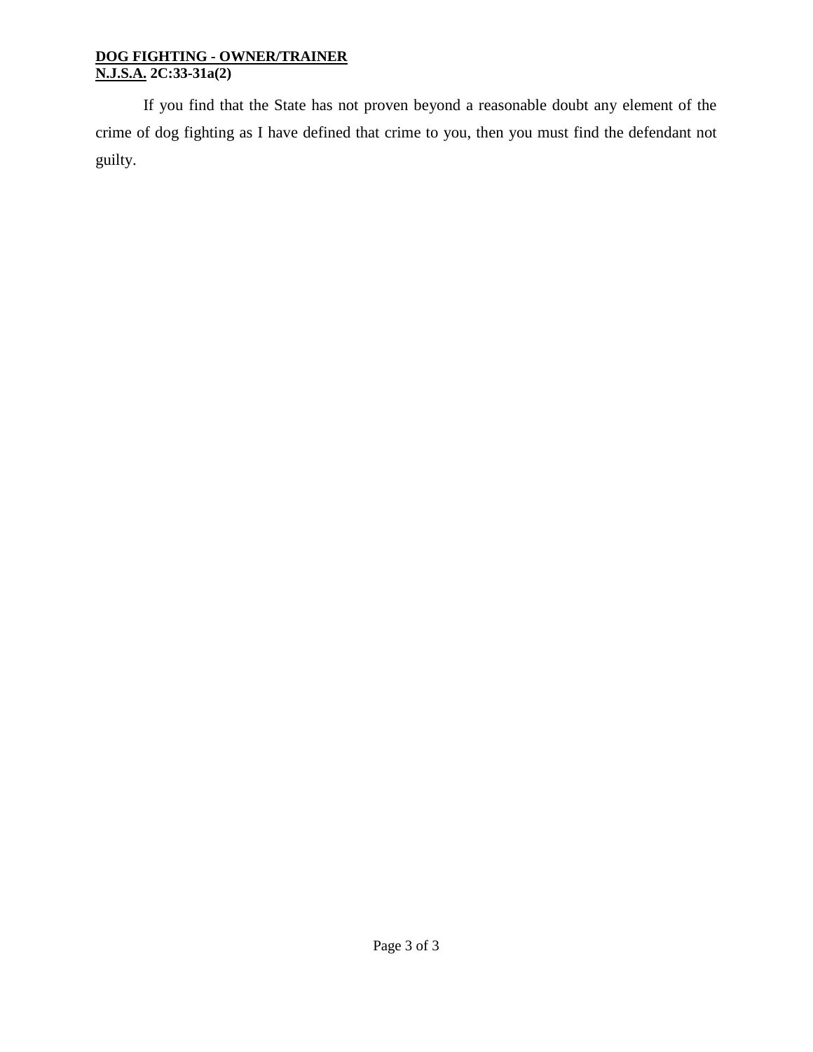If you find that the State has not proven beyond a reasonable doubt any element of the crime of dog fighting as I have defined that crime to you, then you must find the defendant not guilty.